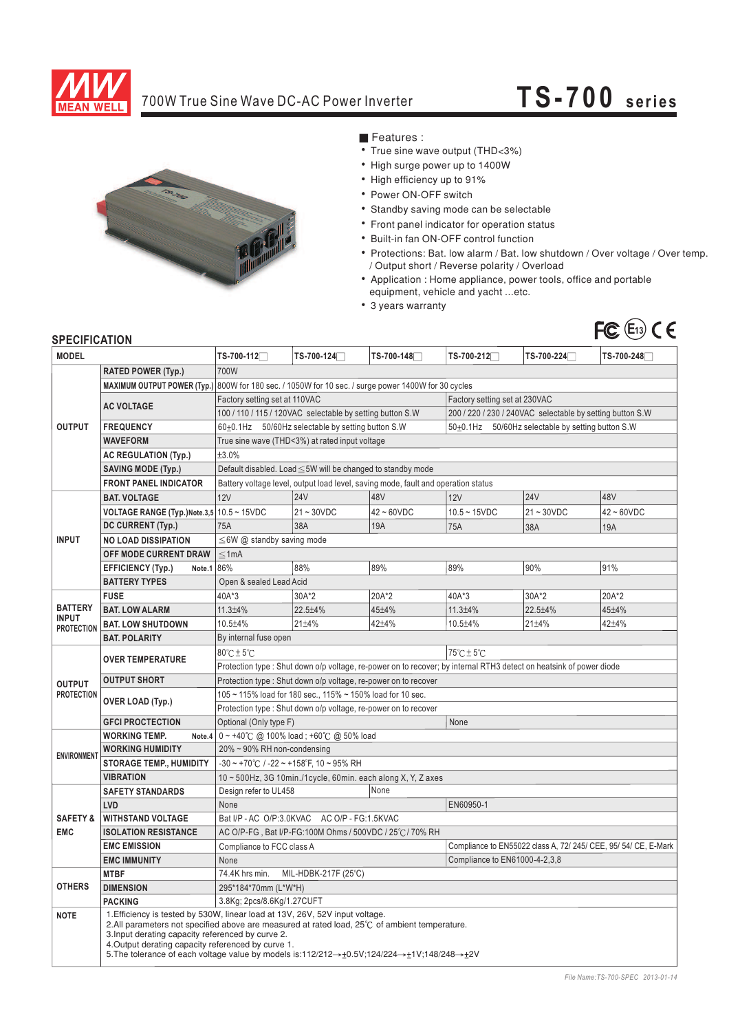# 700W True Sine Wave DC-AC Power Inverter

## TS-700 series

■ Features :

- True sine wave output (THD<3%)
- High surge power up to 1400W
- High efficiency up to 91%
- Power ON-OFF switch
- Standby saving mode can be selectable
- Front panel indicator for operation status
- Built-in fan ON-OFF control function
- Protections: Bat. low alarm / Bat. low shutdown / Over voltage / Over temp. / Output short / Reverse polarity / Overload
- Application : Home appliance, power tools, office and portable equipment, vehicle and yacht ...etc.
- 3 years warranty

## SPECIFICATION

| MODEL | | TS-700-112☐ | TS-700-124☐ | TS-700-148☐ | TS-700-212☐ | TS-700-224☐ | TS-700-248☐ |
|---|---|---|---|---|---|---|---|
| OUTPUT | RATED POWER (Typ.) | 700W | | | | | |
| | MAXIMUM OUTPUT POWER (Typ.) | 800W for 180 sec. / 1050W for 10 sec. / surge power 1400W for 30 cycles | | | | | |
| | AC VOLTAGE | Factory setting set at 110VAC | | | Factory setting set at 230VAC | | |
| | | 100 / 110 / 115 / 120VAC selectable by setting button S.W | | | 200 / 220 / 230 / 240VAC selectable by setting button S.W | | |
| | FREQUENCY | 60±0.1Hz 50/60Hz selectable by setting button S.W | | | 50±0.1Hz 50/60Hz selectable by setting button S.W | | |
| | WAVEFORM | True sine wave (THD<3%) at rated input voltage | | | | | |
| | AC REGULATION (Typ.) | ±3.0% | | | | | |
| | SAVING MODE (Typ.) | Default disabled. Load ≦5W will be changed to standby mode | | | | | |
| | FRONT PANEL INDICATOR | Battery voltage level, output load level, saving mode, fault and operation status | | | | | |
| INPUT | BAT. VOLTAGE | 12V | 24V | 48V | 12V | 24V | 48V |
| | VOLTAGE RANGE (Typ.) Note.3,5 | 10.5 ~ 15VDC | 21 ~ 30VDC | 42 ~ 60VDC | 10.5 ~ 15VDC | 21 ~ 30VDC | 42 ~ 60VDC |
| | DC CURRENT (Typ.) | 75A | 38A | 19A | 75A | 38A | 19A |
| | NO LOAD DISSIPATION | ≦6W @ standby saving mode | | | | | |
| | OFF MODE CURRENT DRAW | ≦1mA | | | | | |
| | EFFICIENCY (Typ.) Note.1 | 86% | 88% | 89% | 89% | 90% | 91% |
| | BATTERY TYPES | Open & sealed Lead Acid | | | | | |
| BATTERY INPUT PROTECTION | FUSE | 40A*3 | 30A*2 | 20A*2 | 40A*3 | 30A*2 | 20A*2 |
| | BAT. LOW ALARM | 11.3±4% | 22.5±4% | 45±4% | 11.3±4% | 22.5±4% | 45±4% |
| | BAT. LOW SHUTDOWN | 10.5±4% | 21±4% | 42±4% | 10.5±4% | 21±4% | 42±4% |
| | BAT. POLARITY | By internal fuse open | | | | | |
| OUTPUT PROTECTION | OVER TEMPERATURE | 80℃±5℃ | | | 75℃±5℃ | | |
| | | Protection type : Shut down o/p voltage, re-power on to recover; by internal RTH3 detect on heatsink of power diode | | | | | |
| | OUTPUT SHORT | Protection type : Shut down o/p voltage, re-power on to recover | | | | | |
| | OVER LOAD (Typ.) | 105 ~ 115% load for 180 sec., 115% ~ 150% load for 10 sec. | | | | | |
| | | Protection type : Shut down o/p voltage, re-power on to recover | | | | | |
| | GFCI PROCTECTION | Optional (Only type F) | | | None | | |
| ENVIRONMENT | WORKING TEMP. Note.4 | 0 ~ +40℃ @ 100% load ; +60℃ @ 50% load | | | | | |
| | WORKING HUMIDITY | 20% ~ 90% RH non-condensing | | | | | |
| | STORAGE TEMP., HUMIDITY | -30 ~ +70℃ / -22 ~ +158°F, 10 ~ 95% RH | | | | | |
| | VIBRATION | 10 ~ 500Hz, 3G 10min./1cycle, 60min. each along X, Y, Z axes | | | | | |
| SAFETY & EMC | SAFETY STANDARDS | Design refer to UL458 | | None | | | |
| | LVD | None | | | EN60950-1 | | |
| | WITHSTAND VOLTAGE | Bat I/P - AC O/P:3.0KVAC AC O/P - FG:1.5KVAC | | | | | |
| | ISOLATION RESISTANCE | AC O/P-FG , Bat I/P-FG:100M Ohms / 500VDC / 25℃/ 70% RH | | | | | |
| | EMC EMISSION | Compliance to FCC class A | | | Compliance to EN55022 class A, 72/ 245/ CEE, 95/ 54/ CE, E-Mark | | |
| | EMC IMMUNITY | None | | | Compliance to EN61000-4-2,3,8 | | |
| OTHERS | MTBF | 74.4K hrs min. MIL-HDBK-217F (25℃) | | | | | |
| | DIMENSION | 295*184*70mm (L*W*H) | | | | | |
| | PACKING | 3.8Kg; 2pcs/8.6Kg/1.27CUFT | | | | | |

**NOTE**

1. Efficiency is tested by 530W, linear load at 13V, 26V, 52V input voltage.
2. All parameters not specified above are measured at rated load, 25℃ of ambient temperature.
3. Input derating capacity referenced by curve 2.
4. Output derating capacity referenced by curve 1.
5. The tolerance of each voltage value by models is:112/212→±0.5V;124/224→±1V;148/248→±2V

File Name:TS-700-SPEC 2013-01-14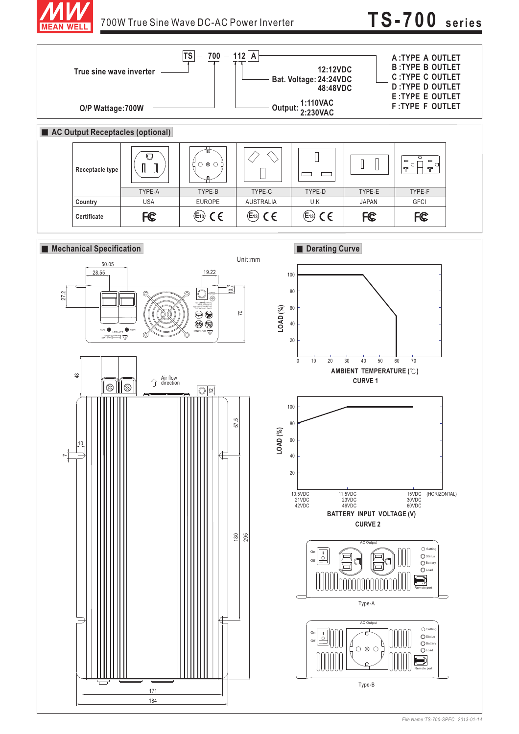# 700W True Sine Wave DC-AC Power Inverter — TS-700 series

TS – 700 – 112 A

True sine wave inverter

O/P Wattage:700W

Bat. Voltage: 12:12VDC, 24:24VDC, 48:48VDC

Output: 1:110VAC, 2:230VAC

A :TYPE A OUTLET
B :TYPE B OUTLET
C :TYPE C OUTLET
D :TYPE D OUTLET
E :TYPE E OUTLET
F :TYPE F OUTLET

## AC Output Receptacles (optional)

| Receptacle type | TYPE-A | TYPE-B | TYPE-C | TYPE-D | TYPE-E | TYPE-F |
|---|---|---|---|---|---|---|
| Country | USA | EUROPE | AUSTRALIA | U.K | JAPAN | GFCI |
| Certificate | FC | E13 CE | E13 CE | E13 CE | FC | FC |

## Mechanical Specification

Unit:mm

50.05
28.55
19.22
27.2
10.7
70
48
Air flow direction
12
57.5
10
7
180
295
171
184

## Derating Curve

LOAD (%)
100
80
60
40
20
0 10 20 30 40 50 60 70
AMBIENT TEMPERATURE (℃)
CURVE 1

LOAD (%)
100
80
60
40
20
10.5VDC 21VDC 42VDC
11.5VDC 23VDC 46VDC
15VDC 30VDC 60VDC
(HORIZONTAL)
BATTERY INPUT VOLTAGE (V)
CURVE 2

AC Output
On
Off
Setting
Status
Battery
Load
Remote port

Type-A

AC Output
On
Off
Setting
Status
Battery
Load
Remote port

Type-B